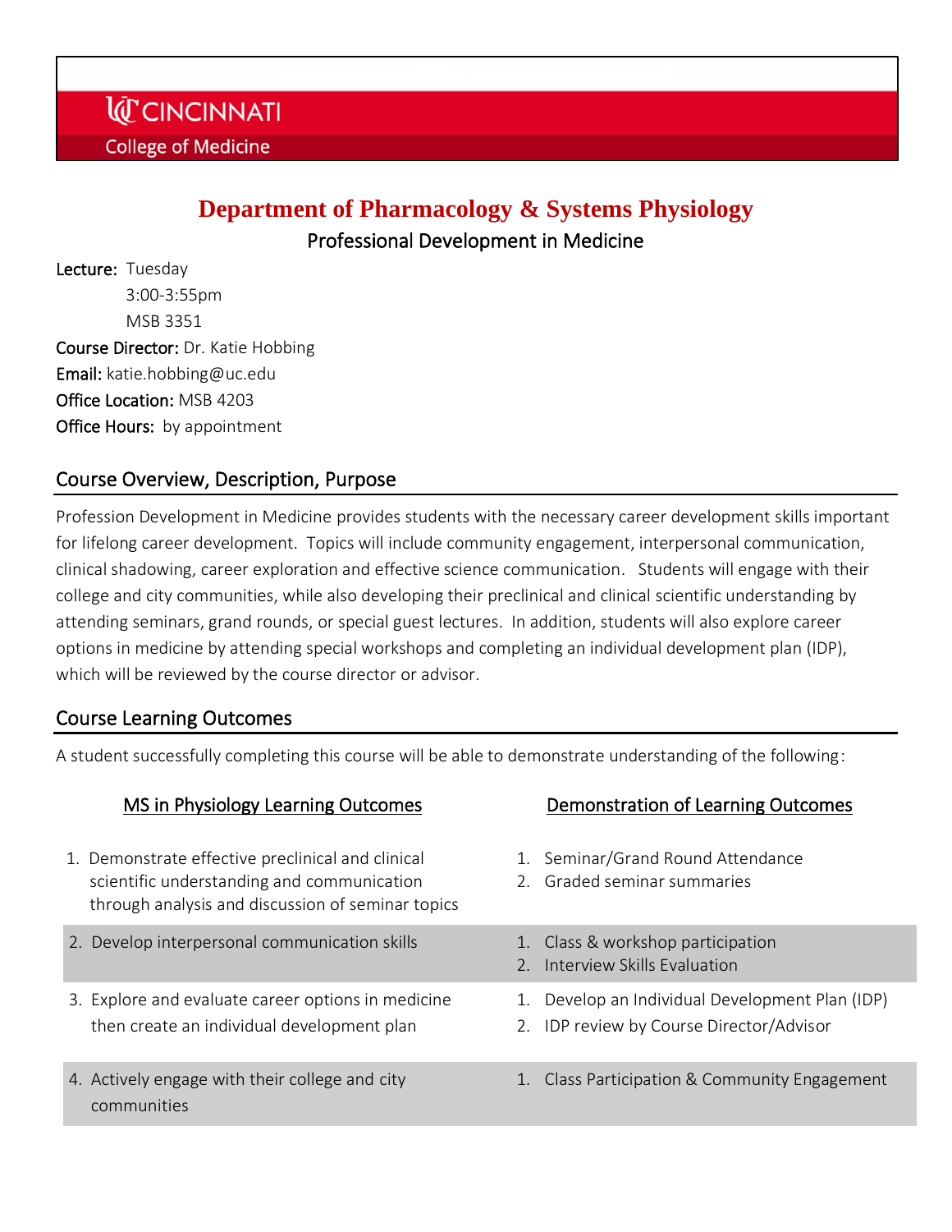UC CINCINNATI

College of Medicine

# Department of Pharmacology & Systems Physiology

## Professional Development in Medicine

**Lecture:** Tuesday
3:00-3:55pm
MSB 3351

**Course Director:** Dr. Katie Hobbing

**Email:** katie.hobbing@uc.edu

**Office Location:** MSB 4203

**Office Hours:** by appointment

## Course Overview, Description, Purpose

Profession Development in Medicine provides students with the necessary career development skills important for lifelong career development. Topics will include community engagement, interpersonal communication, clinical shadowing, career exploration and effective science communication. Students will engage with their college and city communities, while also developing their preclinical and clinical scientific understanding by attending seminars, grand rounds, or special guest lectures. In addition, students will also explore career options in medicine by attending special workshops and completing an individual development plan (IDP), which will be reviewed by the course director or advisor.

## Course Learning Outcomes

A student successfully completing this course will be able to demonstrate understanding of the following:

| MS in Physiology Learning Outcomes | Demonstration of Learning Outcomes |
|---|---|
| 1. Demonstrate effective preclinical and clinical scientific understanding and communication through analysis and discussion of seminar topics | 1. Seminar/Grand Round Attendance<br>2. Graded seminar summaries |
| 2. Develop interpersonal communication skills | 1. Class & workshop participation<br>2. Interview Skills Evaluation |
| 3. Explore and evaluate career options in medicine then create an individual development plan | 1. Develop an Individual Development Plan (IDP)<br>2. IDP review by Course Director/Advisor |
| 4. Actively engage with their college and city communities | 1. Class Participation & Community Engagement |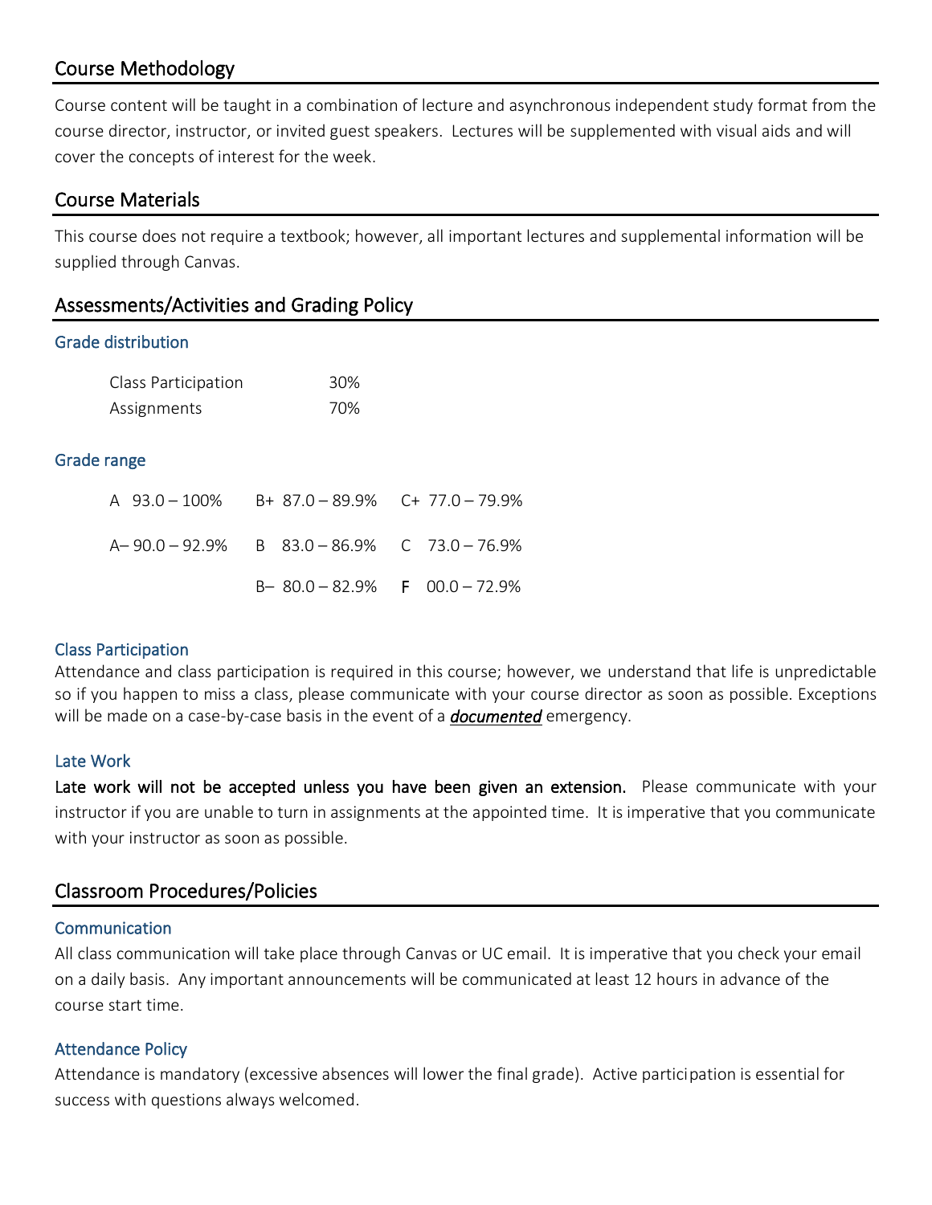## Course Methodology

Course content will be taught in a combination of lecture and asynchronous independent study format from the course director, instructor, or invited guest speakers. Lectures will be supplemented with visual aids and will cover the concepts of interest for the week.

## Course Materials

This course does not require a textbook; however, all important lectures and supplemental information will be supplied through Canvas.

## Assessments/Activities and Grading Policy

### Grade distribution

| | |
|---|---|
| Class Participation | 30% |
| Assignments | 70% |

### Grade range

| | | |
|---|---|---|
| A 93.0 – 100% | B+ 87.0 – 89.9% | C+ 77.0 – 79.9% |
| A– 90.0 – 92.9% | B 83.0 – 86.9% | C 73.0 – 76.9% |
| | B– 80.0 – 82.9% | F 00.0 – 72.9% |

### Class Participation

Attendance and class participation is required in this course; however, we understand that life is unpredictable so if you happen to miss a class, please communicate with your course director as soon as possible. Exceptions will be made on a case-by-case basis in the event of a ***documented*** emergency.

### Late Work

Late work will not be accepted unless you have been given an extension. Please communicate with your instructor if you are unable to turn in assignments at the appointed time. It is imperative that you communicate with your instructor as soon as possible.

## Classroom Procedures/Policies

### Communication

All class communication will take place through Canvas or UC email. It is imperative that you check your email on a daily basis. Any important announcements will be communicated at least 12 hours in advance of the course start time.

### Attendance Policy

Attendance is mandatory (excessive absences will lower the final grade). Active participation is essential for success with questions always welcomed.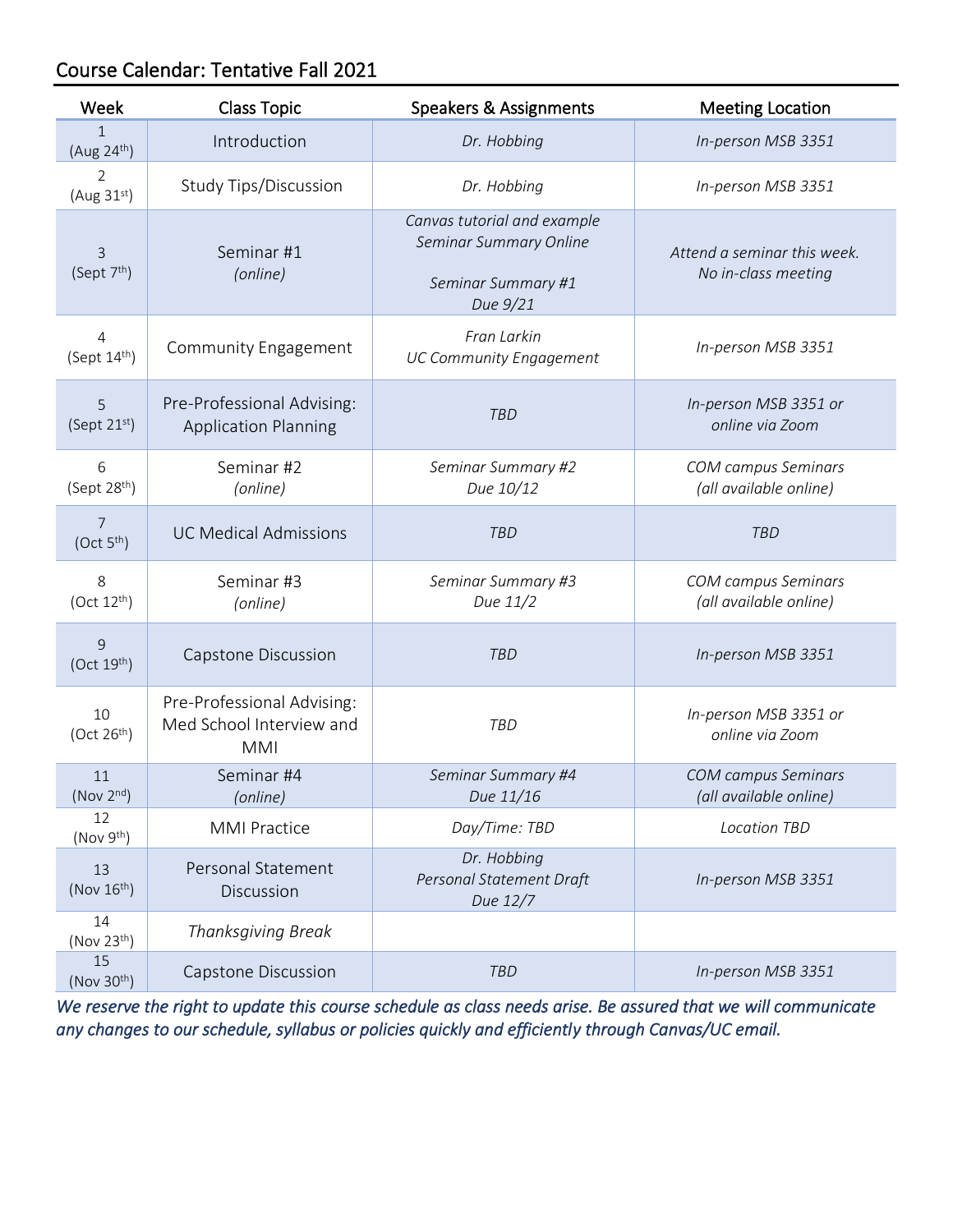## Course Calendar: Tentative Fall 2021

| Week | Class Topic | Speakers & Assignments | Meeting Location |
|---|---|---|---|
| 1 (Aug 24th) | Introduction | *Dr. Hobbing* | *In-person MSB 3351* |
| 2 (Aug 31st) | Study Tips/Discussion | *Dr. Hobbing* | *In-person MSB 3351* |
| 3 (Sept 7th) | Seminar #1 *(online)* | *Canvas tutorial and example Seminar Summary Online*<br><br>*Seminar Summary #1 Due 9/21* | *Attend a seminar this week. No in-class meeting* |
| 4 (Sept 14th) | Community Engagement | *Fran Larkin UC Community Engagement* | *In-person MSB 3351* |
| 5 (Sept 21st) | Pre-Professional Advising: Application Planning | *TBD* | *In-person MSB 3351 or online via Zoom* |
| 6 (Sept 28th) | Seminar #2 *(online)* | *Seminar Summary #2 Due 10/12* | *COM campus Seminars (all available online)* |
| 7 (Oct 5th) | UC Medical Admissions | *TBD* | *TBD* |
| 8 (Oct 12th) | Seminar #3 *(online)* | *Seminar Summary #3 Due 11/2* | *COM campus Seminars (all available online)* |
| 9 (Oct 19th) | Capstone Discussion | *TBD* | *In-person MSB 3351* |
| 10 (Oct 26th) | Pre-Professional Advising: Med School Interview and MMI | *TBD* | *In-person MSB 3351 or online via Zoom* |
| 11 (Nov 2nd) | Seminar #4 *(online)* | *Seminar Summary #4 Due 11/16* | *COM campus Seminars (all available online)* |
| 12 (Nov 9th) | MMI Practice | *Day/Time: TBD* | *Location TBD* |
| 13 (Nov 16th) | Personal Statement Discussion | *Dr. Hobbing Personal Statement Draft Due 12/7* | *In-person MSB 3351* |
| 14 (Nov 23rd) | *Thanksgiving Break* | | |
| 15 (Nov 30th) | Capstone Discussion | *TBD* | *In-person MSB 3351* |

*We reserve the right to update this course schedule as class needs arise. Be assured that we will communicate any changes to our schedule, syllabus or policies quickly and efficiently through Canvas/UC email.*